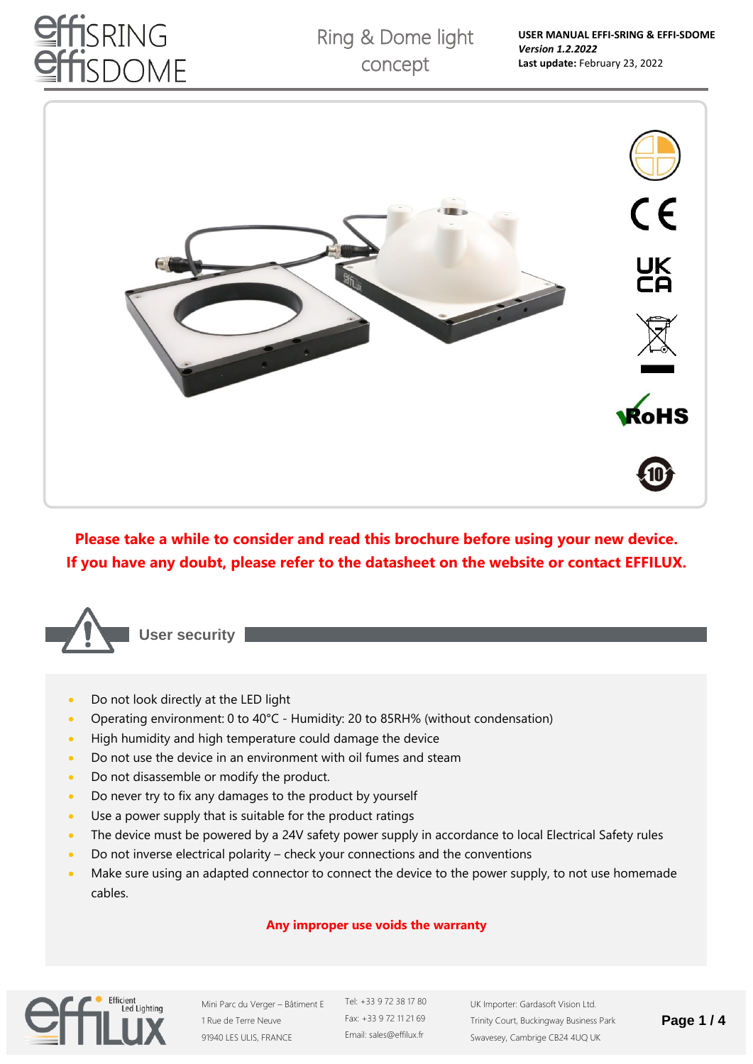# effiSRING effiSDOME

Ring & Dome light concept

**USER MANUAL EFFI-SRING & EFFI-SDOME**
***Version 1.2.2022***
**Last update:** February 23, 2022

**Please take a while to consider and read this brochure before using your new device.**
**If you have any doubt, please refer to the datasheet on the website or contact EFFILUX.**

## User security

- Do not look directly at the LED light
- Operating environment: 0 to 40°C - Humidity: 20 to 85RH% (without condensation)
- High humidity and high temperature could damage the device
- Do not use the device in an environment with oil fumes and steam
- Do not disassemble or modify the product.
- Do never try to fix any damages to the product by yourself
- Use a power supply that is suitable for the product ratings
- The device must be powered by a 24V safety power supply in accordance to local Electrical Safety rules
- Do not inverse electrical polarity – check your connections and the conventions
- Make sure using an adapted connector to connect the device to the power supply, to not use homemade cables.

**Any improper use voids the warranty**

effiLux – Efficient Led Lighting

Mini Parc du Verger – Bâtiment E
1 Rue de Terre Neuve
91940 LES ULIS, FRANCE

Tel: +33 9 72 38 17 80
Fax: +33 9 72 11 21 69
Email: sales@effilux.fr

UK Importer: Gardasoft Vision Ltd.
Trinity Court, Buckingway Business Park
Swavesey, Cambrige CB24 4UQ UK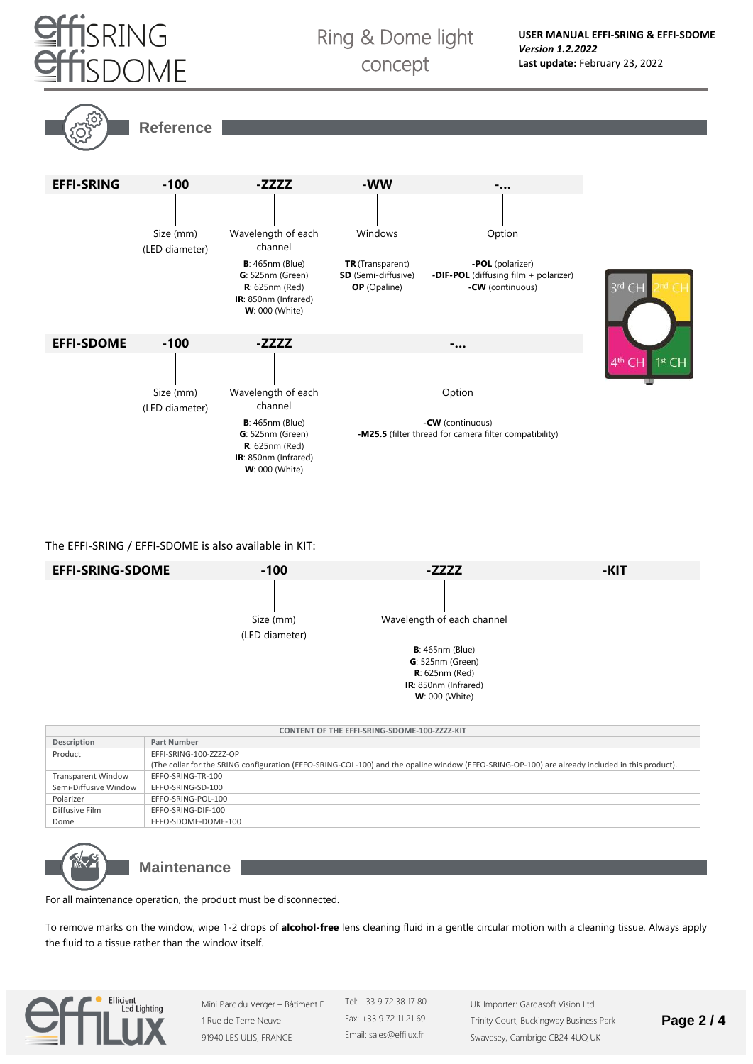## Reference

| EFFI-SRING | -100 | -ZZZZ | -WW | -... |
|---|---|---|---|---|
| | Size (mm) (LED diameter) | Wavelength of each channel | Windows | Option |
| | | **B**: 465nm (Blue)<br>**G**: 525nm (Green)<br>**R**: 625nm (Red)<br>**IR**: 850nm (Infrared)<br>**W**: 000 (White) | **TR** (Transparent)<br>**SD** (Semi-diffusive)<br>**OP** (Opaline) | **-POL** (polarizer)<br>**-DIF-POL** (diffusing film + polarizer)<br>**-CW** (continuous) |

3rd CH | 2nd CH | 4th CH | 1st CH

| EFFI-SDOME | -100 | -ZZZZ | -... |
|---|---|---|---|
| | Size (mm) (LED diameter) | Wavelength of each channel | Option |
| | | **B**: 465nm (Blue)<br>**G**: 525nm (Green)<br>**R**: 625nm (Red)<br>**IR**: 850nm (Infrared)<br>**W**: 000 (White) | **-CW** (continuous)<br>**-M25.5** (filter thread for camera filter compatibility) |

The EFFI-SRING / EFFI-SDOME is also available in KIT:

| EFFI-SRING-SDOME | -100 | -ZZZZ | -KIT |
|---|---|---|---|
| | Size (mm) (LED diameter) | Wavelength of each channel | |
| | | **B**: 465nm (Blue)<br>**G**: 525nm (Green)<br>**R**: 625nm (Red)<br>**IR**: 850nm (Infrared)<br>**W**: 000 (White) | |

**CONTENT OF THE EFFI-SRING-SDOME-100-ZZZZ-KIT**

| Description | Part Number |
|---|---|
| Product | EFFI-SRING-100-ZZZZ-OP<br>(The collar for the SRING configuration (EFFO-SRING-COL-100) and the opaline window (EFFO-SRING-OP-100) are already included in this product). |
| Transparent Window | EFFO-SRING-TR-100 |
| Semi-Diffusive Window | EFFO-SRING-SD-100 |
| Polarizer | EFFO-SRING-POL-100 |
| Diffusive Film | EFFO-SRING-DIF-100 |
| Dome | EFFO-SDOME-DOME-100 |

## Maintenance

For all maintenance operation, the product must be disconnected.

To remove marks on the window, wipe 1-2 drops of **alcohol-free** lens cleaning fluid in a gentle circular motion with a cleaning tissue. Always apply the fluid to a tissue rather than the window itself.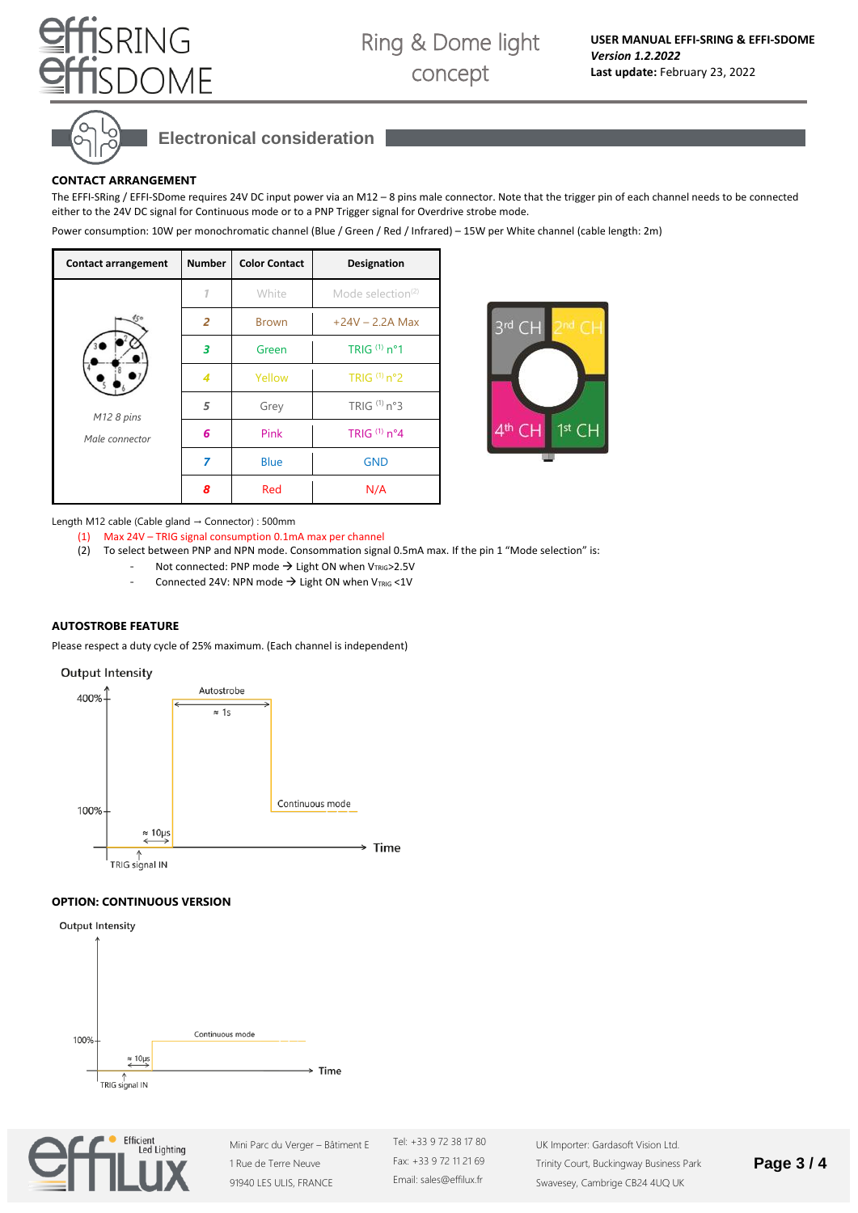## Electronical consideration

### CONTACT ARRANGEMENT

The EFFI-SRing / EFFI-SDome requires 24V DC input power via an M12 – 8 pins male connector. Note that the trigger pin of each channel needs to be connected either to the 24V DC signal for Continuous mode or to a PNP Trigger signal for Overdrive strobe mode.

Power consumption: 10W per monochromatic channel (Blue / Green / Red / Infrared) – 15W per White channel (cable length: 2m)

| Contact arrangement | Number | Color Contact | Designation |
|---|---|---|---|
| *M12 8 pins* *Male connector* | 1 | White | Mode selection(2) |
| | 2 | Brown | +24V – 2.2A Max |
| | 3 | Green | TRIG (1) n°1 |
| | 4 | Yellow | TRIG (1) n°2 |
| | 5 | Grey | TRIG (1) n°3 |
| | 6 | Pink | TRIG (1) n°4 |
| | 7 | Blue | GND |
| | 8 | Red | N/A |

3rd CH | 2nd CH | 4th CH | 1st CH

Length M12 cable (Cable gland → Connector) : 500mm

(1) Max 24V – TRIG signal consumption 0.1mA max per channel
(2) To select between PNP and NPN mode. Consommation signal 0.5mA max. If the pin 1 "Mode selection" is:
  - Not connected: PNP mode → Light ON when $V_{TRIG}$>2.5V
  - Connected 24V: NPN mode → Light ON when $V_{TRIG}$ <1V

### AUTOSTROBE FEATURE

Please respect a duty cycle of 25% maximum. (Each channel is independent)

Output Intensity — 400%, 100% — Autostrobe ≈ 1s — Continuous mode — ≈ 10µs — TRIG signal IN — Time

### OPTION: CONTINUOUS VERSION

Output Intensity — 100% — Continuous mode — ≈ 10µs — TRIG signal IN — Time

Mini Parc du Verger – Bâtiment E
1 Rue de Terre Neuve
91940 LES ULIS, FRANCE

Tel: +33 9 72 38 17 80
Fax: +33 9 72 11 21 69
Email: sales@effilux.fr

UK Importer: Gardasoft Vision Ltd.
Trinity Court, Buckingway Business Park
Swavesey, Cambrige CB24 4UQ UK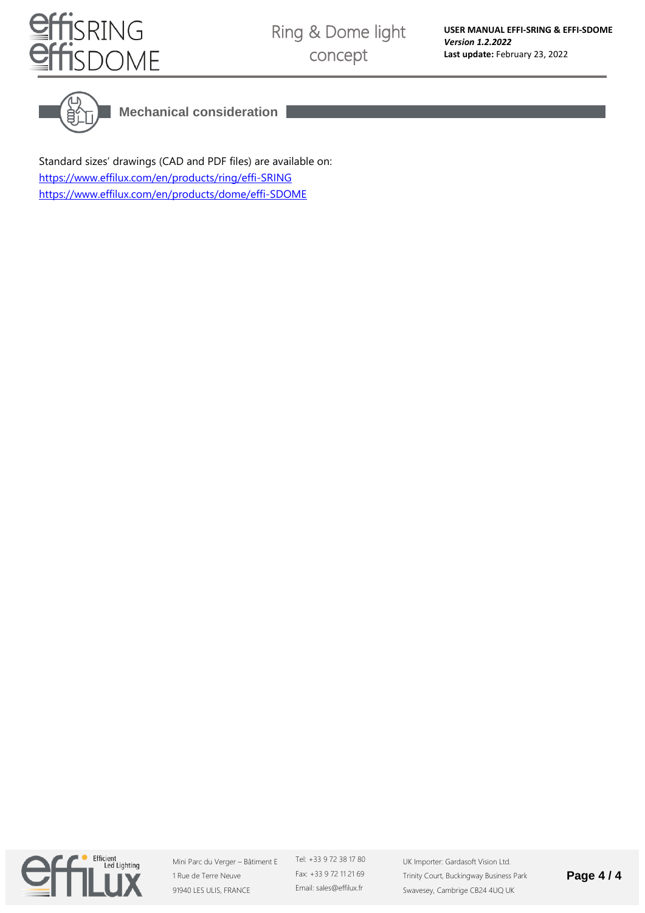## Mechanical consideration

Standard sizes' drawings (CAD and PDF files) are available on:
https://www.effilux.com/en/products/ring/effi-SRING
https://www.effilux.com/en/products/dome/effi-SDOME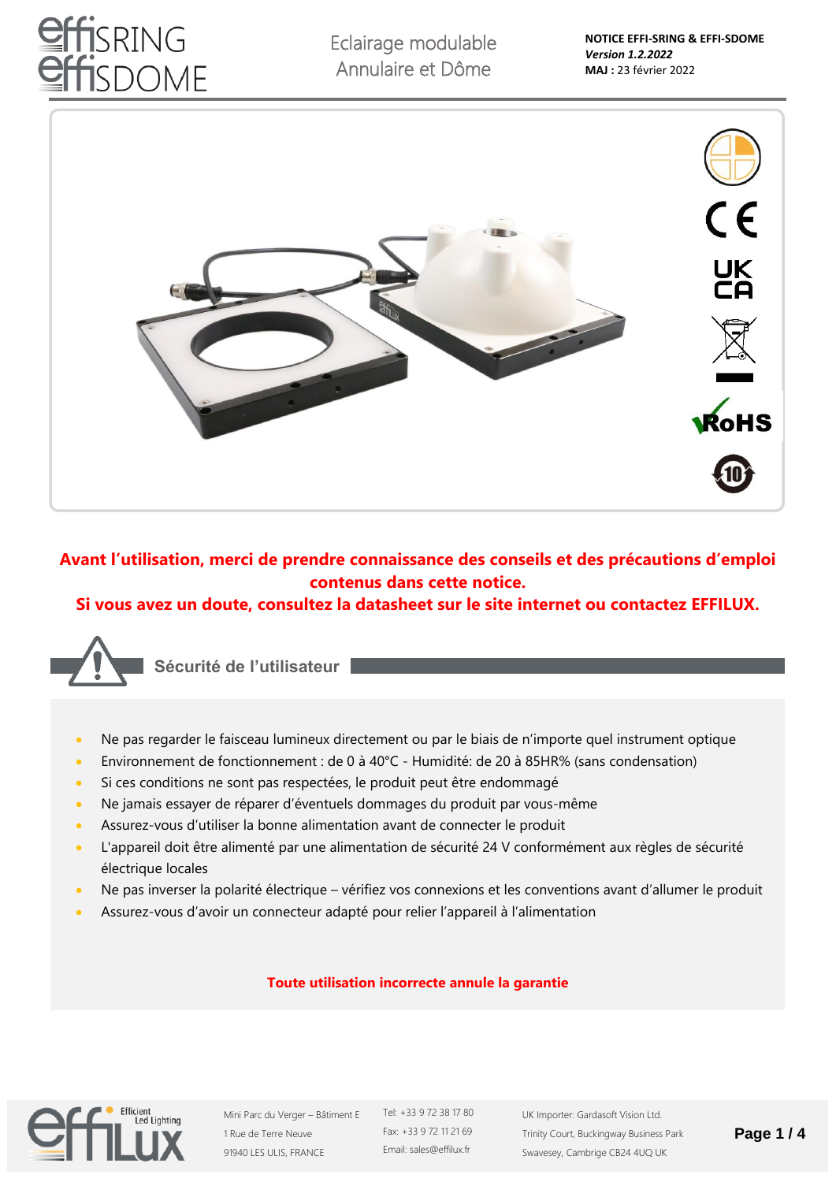# effiSRING effiSDOME

Eclairage modulable Annulaire et Dôme

**NOTICE EFFI-SRING & EFFI-SDOME**
***Version 1.2.2022***
**MAJ :** 23 février 2022

**Avant l'utilisation, merci de prendre connaissance des conseils et des précautions d'emploi contenus dans cette notice.**
**Si vous avez un doute, consultez la datasheet sur le site internet ou contactez EFFILUX.**

## Sécurité de l'utilisateur

- Ne pas regarder le faisceau lumineux directement ou par le biais de n'importe quel instrument optique
- Environnement de fonctionnement : de 0 à 40°C - Humidité: de 20 à 85HR% (sans condensation)
- Si ces conditions ne sont pas respectées, le produit peut être endommagé
- Ne jamais essayer de réparer d'éventuels dommages du produit par vous-même
- Assurez-vous d'utiliser la bonne alimentation avant de connecter le produit
- L'appareil doit être alimenté par une alimentation de sécurité 24 V conformément aux règles de sécurité électrique locales
- Ne pas inverser la polarité électrique – vérifiez vos connexions et les conventions avant d'allumer le produit
- Assurez-vous d'avoir un connecteur adapté pour relier l'appareil à l'alimentation

**Toute utilisation incorrecte annule la garantie**

Mini Parc du Verger – Bâtiment E
1 Rue de Terre Neuve
91940 LES ULIS, FRANCE

Tel: +33 9 72 38 17 80
Fax: +33 9 72 11 21 69
Email: sales@effilux.fr

UK Importer: Gardasoft Vision Ltd.
Trinity Court, Buckingway Business Park
Swavesey, Cambrige CB24 4UQ UK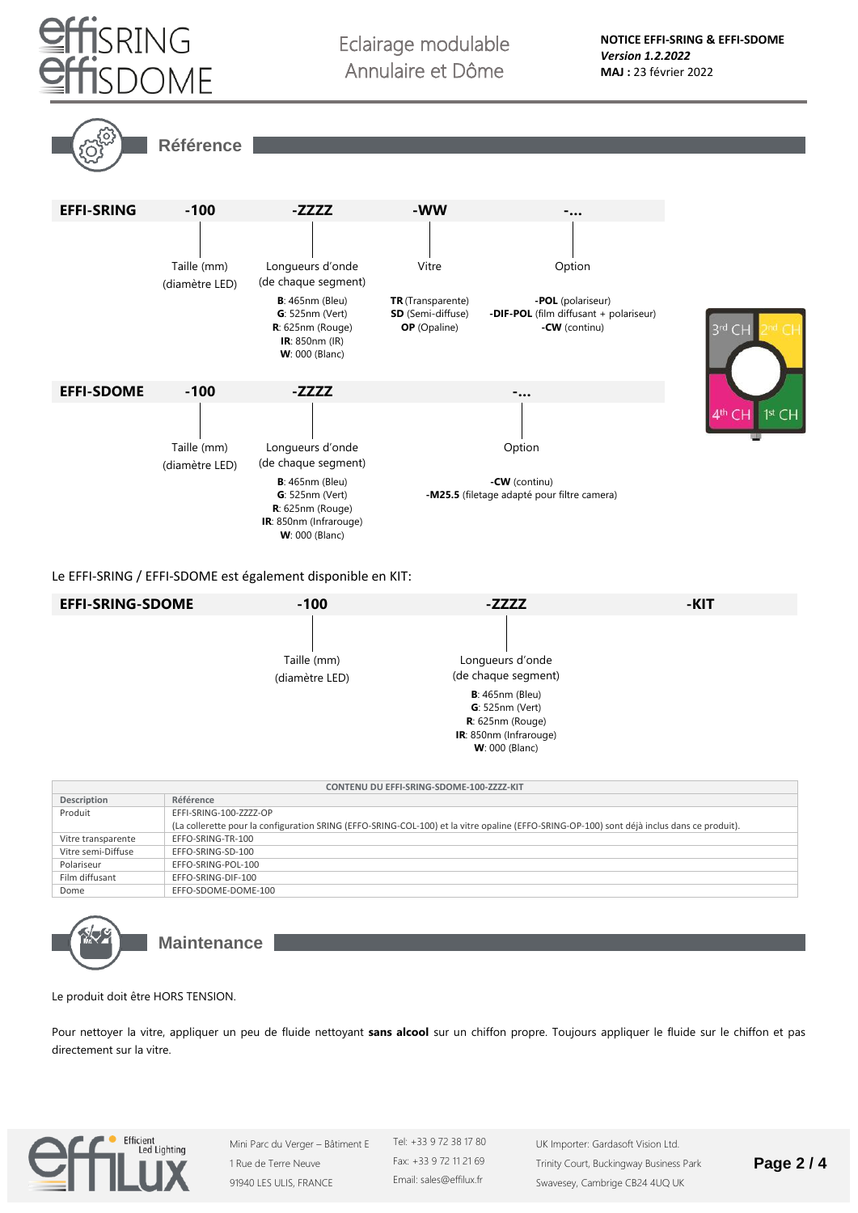## Référence

| EFFI-SRING | -100 | -ZZZZ | -WW | -... |
|---|---|---|---|---|
| | Taille (mm) (diamètre LED) | Longueurs d'onde (de chaque segment) | Vitre | Option |
| | | **B**: 465nm (Bleu)<br>**G**: 525nm (Vert)<br>**R**: 625nm (Rouge)<br>**IR**: 850nm (IR)<br>**W**: 000 (Blanc) | **TR** (Transparente)<br>**SD** (Semi-diffuse)<br>**OP** (Opaline) | **-POL** (polariseur)<br>**-DIF-POL** (film diffusant + polariseur)<br>**-CW** (continu) |

3rd CH | 2nd CH | 4th CH | 1st CH

| EFFI-SDOME | -100 | -ZZZZ | -... |
|---|---|---|---|
| | Taille (mm) (diamètre LED) | Longueurs d'onde (de chaque segment) | Option |
| | | **B**: 465nm (Bleu)<br>**G**: 525nm (Vert)<br>**R**: 625nm (Rouge)<br>**IR**: 850nm (Infrarouge)<br>**W**: 000 (Blanc) | **-CW** (continu)<br>**-M25.5** (filetage adapté pour filtre camera) |

Le EFFI-SRING / EFFI-SDOME est également disponible en KIT:

| EFFI-SRING-SDOME | -100 | -ZZZZ | -KIT |
|---|---|---|---|
| | Taille (mm) (diamètre LED) | Longueurs d'onde (de chaque segment) | |
| | | **B**: 465nm (Bleu)<br>**G**: 525nm (Vert)<br>**R**: 625nm (Rouge)<br>**IR**: 850nm (Infrarouge)<br>**W**: 000 (Blanc) | |

**CONTENU DU EFFI-SRING-SDOME-100-ZZZZ-KIT**

| Description | Référence |
|---|---|
| Produit | EFFI-SRING-100-ZZZZ-OP<br>(La collerette pour la configuration SRING (EFFO-SRING-COL-100) et la vitre opaline (EFFO-SRING-OP-100) sont déjà inclus dans ce produit). |
| Vitre transparente | EFFO-SRING-TR-100 |
| Vitre semi-Diffuse | EFFO-SRING-SD-100 |
| Polariseur | EFFO-SRING-POL-100 |
| Film diffusant | EFFO-SRING-DIF-100 |
| Dome | EFFO-SDOME-DOME-100 |

## Maintenance

Le produit doit être HORS TENSION.

Pour nettoyer la vitre, appliquer un peu de fluide nettoyant **sans alcool** sur un chiffon propre. Toujours appliquer le fluide sur le chiffon et pas directement sur la vitre.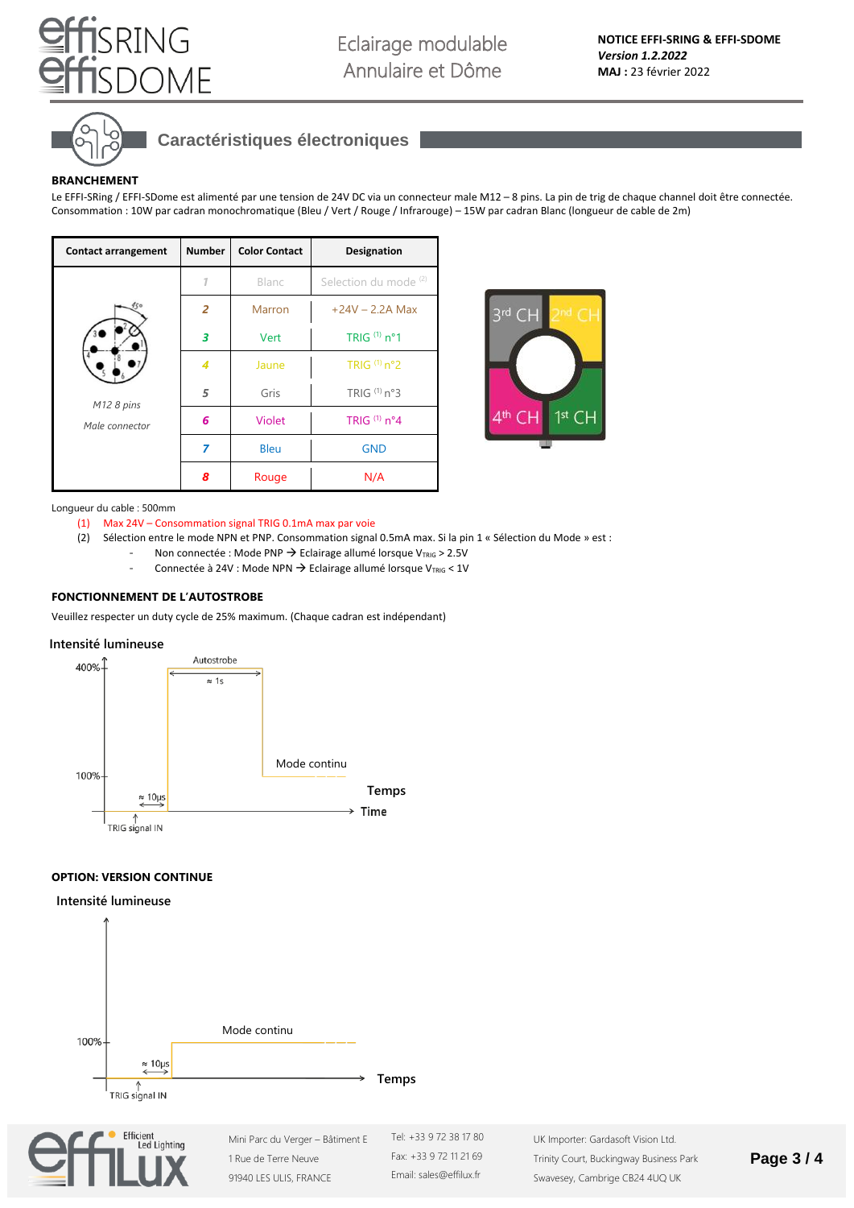## Caractéristiques électroniques

**BRANCHEMENT**

Le EFFI-SRing / EFFI-SDome est alimenté par une tension de 24V DC via un connecteur male M12 – 8 pins. La pin de trig de chaque channel doit être connectée.
Consommation : 10W par cadran monochromatique (Bleu / Vert / Rouge / Infrarouge) – 15W par cadran Blanc (longueur de cable de 2m)

| Contact arrangement | Number | Color Contact | Designation |
|---|---|---|---|
| M12 8 pins<br>Male connector | 1 | Blanc | Selection du mode [(2)] |
| | 2 | Marron | +24V – 2.2A Max |
| | 3 | Vert | TRIG [(1)] n°1 |
| | 4 | Jaune | TRIG [(1)] n°2 |
| | 5 | Gris | TRIG [(1)] n°3 |
| | 6 | Violet | TRIG [(1)] n°4 |
| | 7 | Bleu | GND |
| | 8 | Rouge | N/A |

3rd CH · 2nd CH · 4th CH · 1st CH

Longueur du cable : 500mm

(1) Max 24V – Consommation signal TRIG 0.1mA max par voie
(2) Sélection entre le mode NPN et PNP. Consommation signal 0.5mA max. Si la pin 1 « Sélection du Mode » est :
- Non connectée : Mode PNP → Eclairage allumé lorsque $V_{TRIG} > 2.5V$
- Connectée à 24V : Mode NPN → Eclairage allumé lorsque $V_{TRIG} < 1V$

**FONCTIONNEMENT DE L'AUTOSTROBE**

Veuillez respecter un duty cycle de 25% maximum. (Chaque cadran est indépendant)

Intensité lumineuse

400% — Autostrobe — ≈ 1s
100% — Mode continu
≈ 10µs
TRIG signal IN
Temps
Time

**OPTION: VERSION CONTINUE**

Intensité lumineuse

100% — Mode continu
≈ 10µs
TRIG signal IN
Temps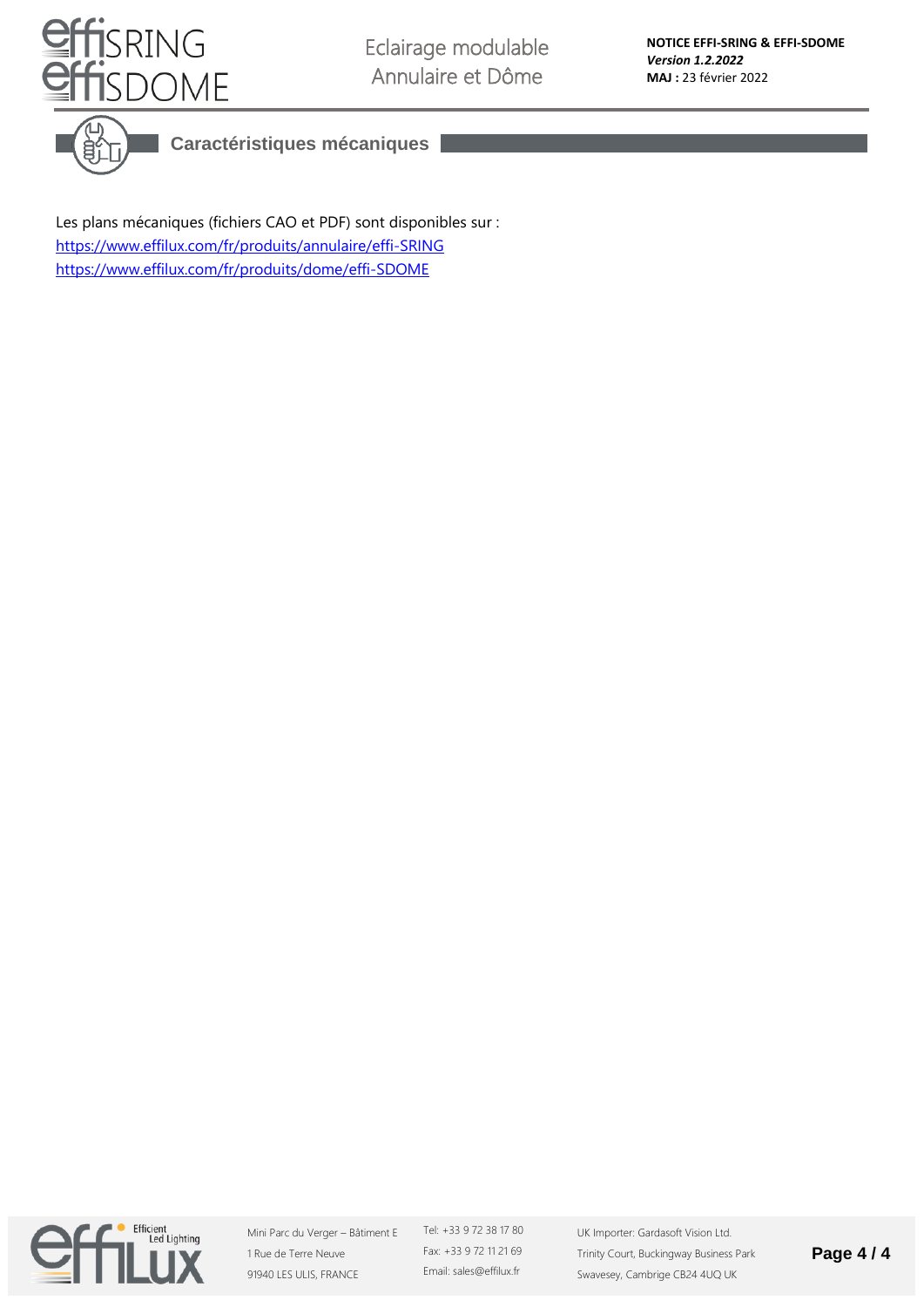## Caractéristiques mécaniques

Les plans mécaniques (fichiers CAO et PDF) sont disponibles sur :
https://www.effilux.com/fr/produits/annulaire/effi-SRING
https://www.effilux.com/fr/produits/dome/effi-SDOME